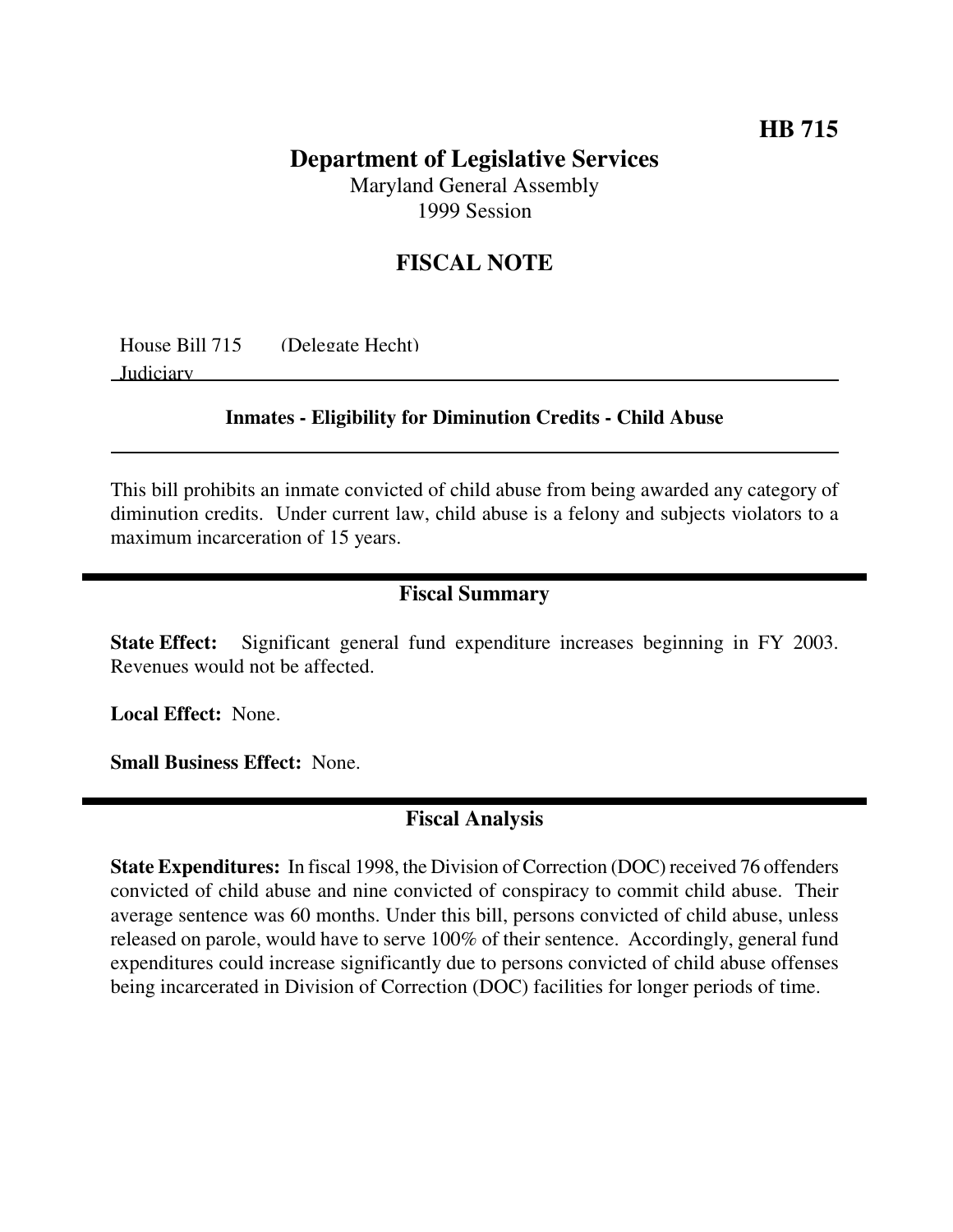**HB 715**

# Department of Legislative Services

Maryland General Assembly
1999 Session

## FISCAL NOTE

House Bill 715 (Delegate Hecht)
Judiciary

**Inmates - Eligibility for Diminution Credits - Child Abuse**

This bill prohibits an inmate convicted of child abuse from being awarded any category of diminution credits. Under current law, child abuse is a felony and subjects violators to a maximum incarceration of 15 years.

## Fiscal Summary

**State Effect:** Significant general fund expenditure increases beginning in FY 2003. Revenues would not be affected.

**Local Effect:** None.

**Small Business Effect:** None.

## Fiscal Analysis

**State Expenditures:** In fiscal 1998, the Division of Correction (DOC) received 76 offenders convicted of child abuse and nine convicted of conspiracy to commit child abuse. Their average sentence was 60 months. Under this bill, persons convicted of child abuse, unless released on parole, would have to serve 100% of their sentence. Accordingly, general fund expenditures could increase significantly due to persons convicted of child abuse offenses being incarcerated in Division of Correction (DOC) facilities for longer periods of time.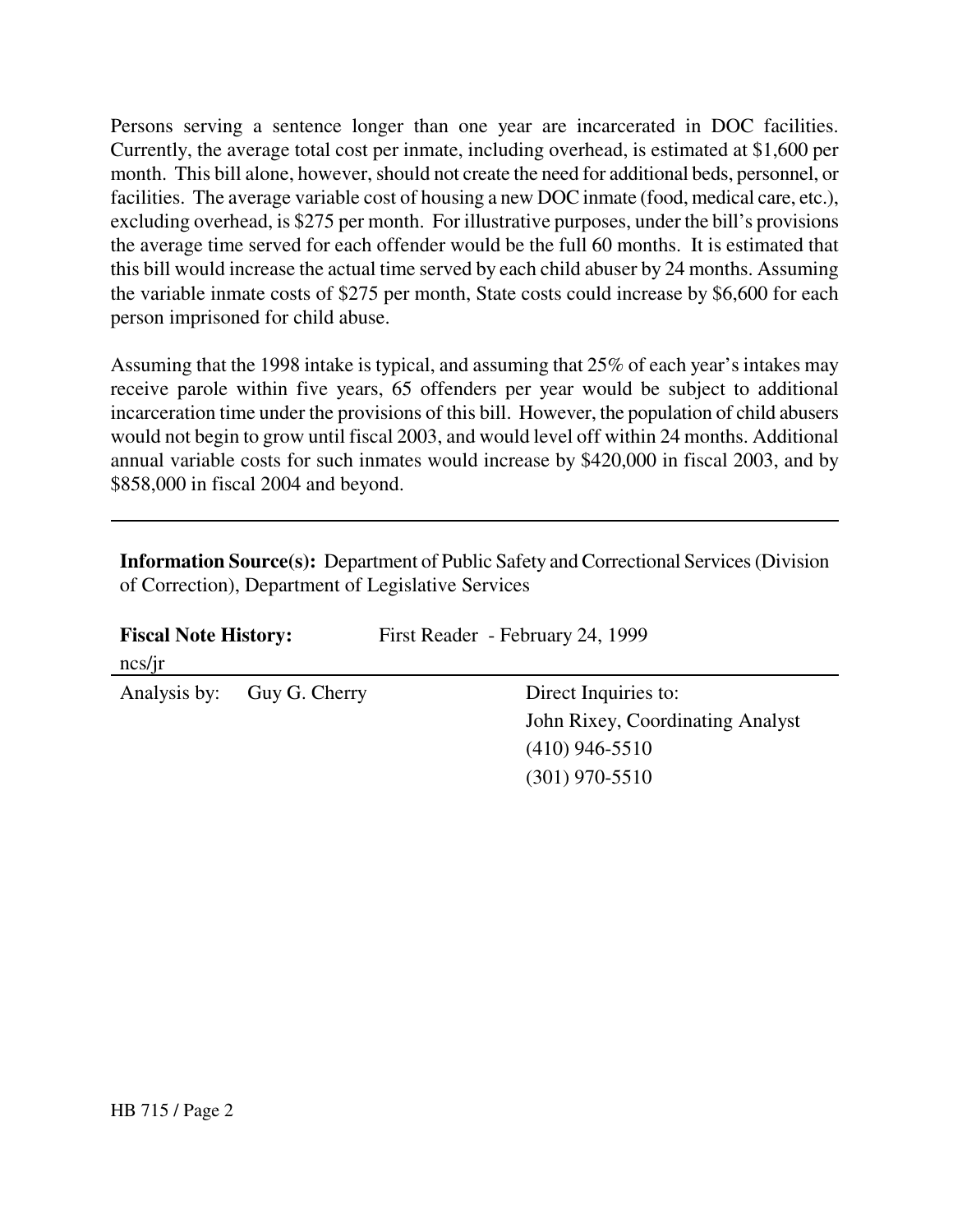Persons serving a sentence longer than one year are incarcerated in DOC facilities. Currently, the average total cost per inmate, including overhead, is estimated at $1,600 per month. This bill alone, however, should not create the need for additional beds, personnel, or facilities. The average variable cost of housing a new DOC inmate (food, medical care, etc.), excluding overhead, is $275 per month. For illustrative purposes, under the bill's provisions the average time served for each offender would be the full 60 months. It is estimated that this bill would increase the actual time served by each child abuser by 24 months. Assuming the variable inmate costs of $275 per month, State costs could increase by $6,600 for each person imprisoned for child abuse.

Assuming that the 1998 intake is typical, and assuming that 25% of each year's intakes may receive parole within five years, 65 offenders per year would be subject to additional incarceration time under the provisions of this bill. However, the population of child abusers would not begin to grow until fiscal 2003, and would level off within 24 months. Additional annual variable costs for such inmates would increase by $420,000 in fiscal 2003, and by $858,000 in fiscal 2004 and beyond.

---

**Information Source(s):** Department of Public Safety and Correctional Services (Division of Correction), Department of Legislative Services

**Fiscal Note History:** First Reader - February 24, 1999

ncs/jr

Analysis by: Guy G. Cherry

Direct Inquiries to:
John Rixey, Coordinating Analyst
(410) 946-5510
(301) 970-5510

HB 715 / Page 2